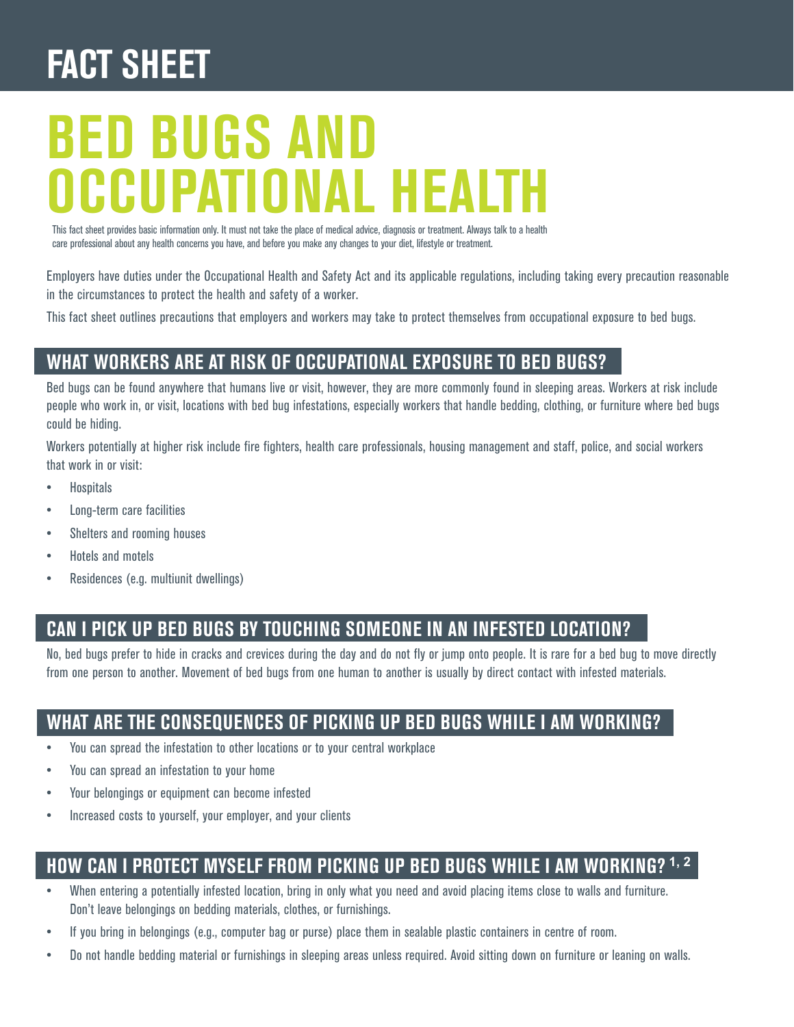# FACT SHEET

# BED BUGS AND OCCUPATIONAL HEALTH

This fact sheet provides basic information only. It must not take the place of medical advice, diagnosis or treatment. Always talk to a health care professional about any health concerns you have, and before you make any changes to your diet, lifestyle or treatment.

Employers have duties under the Occupational Health and Safety Act and its applicable regulations, including taking every precaution reasonable in the circumstances to protect the health and safety of a worker.

This fact sheet outlines precautions that employers and workers may take to protect themselves from occupational exposure to bed bugs.

## WHAT WORKERS ARE AT RISK OF OCCUPATIONAL EXPOSURE TO BED BUGS?

Bed bugs can be found anywhere that humans live or visit, however, they are more commonly found in sleeping areas. Workers at risk include people who work in, or visit, locations with bed bug infestations, especially workers that handle bedding, clothing, or furniture where bed bugs could be hiding.

Workers potentially at higher risk include fire fighters, health care professionals, housing management and staff, police, and social workers that work in or visit:

- Hospitals
- Long-term care facilities
- Shelters and rooming houses
- Hotels and motels
- Residences (e.g. multiunit dwellings)

## CAN I PICK UP BED BUGS BY TOUCHING SOMEONE IN AN INFESTED LOCATION?

No, bed bugs prefer to hide in cracks and crevices during the day and do not fly or jump onto people. It is rare for a bed bug to move directly from one person to another. Movement of bed bugs from one human to another is usually by direct contact with infested materials.

## WHAT ARE THE CONSEQUENCES OF PICKING UP BED BUGS WHILE I AM WORKING?

- You can spread the infestation to other locations or to your central workplace
- You can spread an infestation to your home
- Your belongings or equipment can become infested
- Increased costs to yourself, your employer, and your clients

## HOW CAN I PROTECT MYSELF FROM PICKING UP BED BUGS WHILE I AM WORKING? [1, 2]

- When entering a potentially infested location, bring in only what you need and avoid placing items close to walls and furniture. Don't leave belongings on bedding materials, clothes, or furnishings.
- If you bring in belongings (e.g., computer bag or purse) place them in sealable plastic containers in centre of room.
- Do not handle bedding material or furnishings in sleeping areas unless required. Avoid sitting down on furniture or leaning on walls.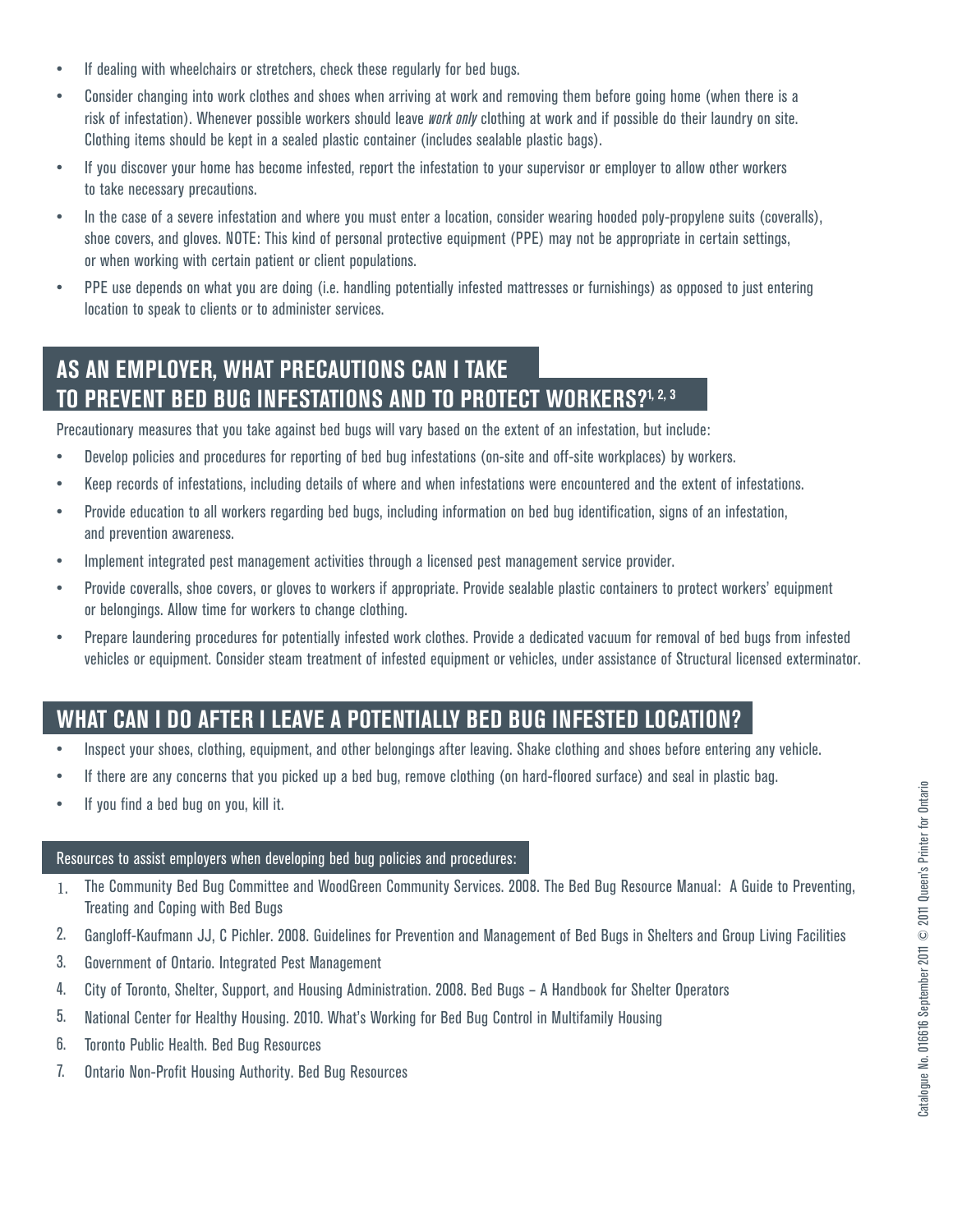- If dealing with wheelchairs or stretchers, check these regularly for bed bugs.
- Consider changing into work clothes and shoes when arriving at work and removing them before going home (when there is a risk of infestation). Whenever possible workers should leave *work only* clothing at work and if possible do their laundry on site. Clothing items should be kept in a sealed plastic container (includes sealable plastic bags).
- If you discover your home has become infested, report the infestation to your supervisor or employer to allow other workers to take necessary precautions.
- In the case of a severe infestation and where you must enter a location, consider wearing hooded poly-propylene suits (coveralls), shoe covers, and gloves. NOTE: This kind of personal protective equipment (PPE) may not be appropriate in certain settings, or when working with certain patient or client populations.
- PPE use depends on what you are doing (i.e. handling potentially infested mattresses or furnishings) as opposed to just entering location to speak to clients or to administer services.

## AS AN EMPLOYER, WHAT PRECAUTIONS CAN I TAKE TO PREVENT BED BUG INFESTATIONS AND TO PROTECT WORKERS?[1, 2, 3]

Precautionary measures that you take against bed bugs will vary based on the extent of an infestation, but include:

- Develop policies and procedures for reporting of bed bug infestations (on-site and off-site workplaces) by workers.
- Keep records of infestations, including details of where and when infestations were encountered and the extent of infestations.
- Provide education to all workers regarding bed bugs, including information on bed bug identification, signs of an infestation, and prevention awareness.
- Implement integrated pest management activities through a licensed pest management service provider.
- Provide coveralls, shoe covers, or gloves to workers if appropriate. Provide sealable plastic containers to protect workers' equipment or belongings. Allow time for workers to change clothing.
- Prepare laundering procedures for potentially infested work clothes. Provide a dedicated vacuum for removal of bed bugs from infested vehicles or equipment. Consider steam treatment of infested equipment or vehicles, under assistance of Structural licensed exterminator.

## WHAT CAN I DO AFTER I LEAVE A POTENTIALLY BED BUG INFESTED LOCATION?

- Inspect your shoes, clothing, equipment, and other belongings after leaving. Shake clothing and shoes before entering any vehicle.
- If there are any concerns that you picked up a bed bug, remove clothing (on hard-floored surface) and seal in plastic bag.
- If you find a bed bug on you, kill it.

### Resources to assist employers when developing bed bug policies and procedures:

1. The Community Bed Bug Committee and WoodGreen Community Services. 2008. The Bed Bug Resource Manual: A Guide to Preventing, Treating and Coping with Bed Bugs
2. Gangloff-Kaufmann JJ, C Pichler. 2008. Guidelines for Prevention and Management of Bed Bugs in Shelters and Group Living Facilities
3. Government of Ontario. Integrated Pest Management
4. City of Toronto, Shelter, Support, and Housing Administration. 2008. Bed Bugs – A Handbook for Shelter Operators
5. National Center for Healthy Housing. 2010. What's Working for Bed Bug Control in Multifamily Housing
6. Toronto Public Health. Bed Bug Resources
7. Ontario Non-Profit Housing Authority. Bed Bug Resources

Catalogue No. 016616 September 2011 © 2011 Queen's Printer for Ontario